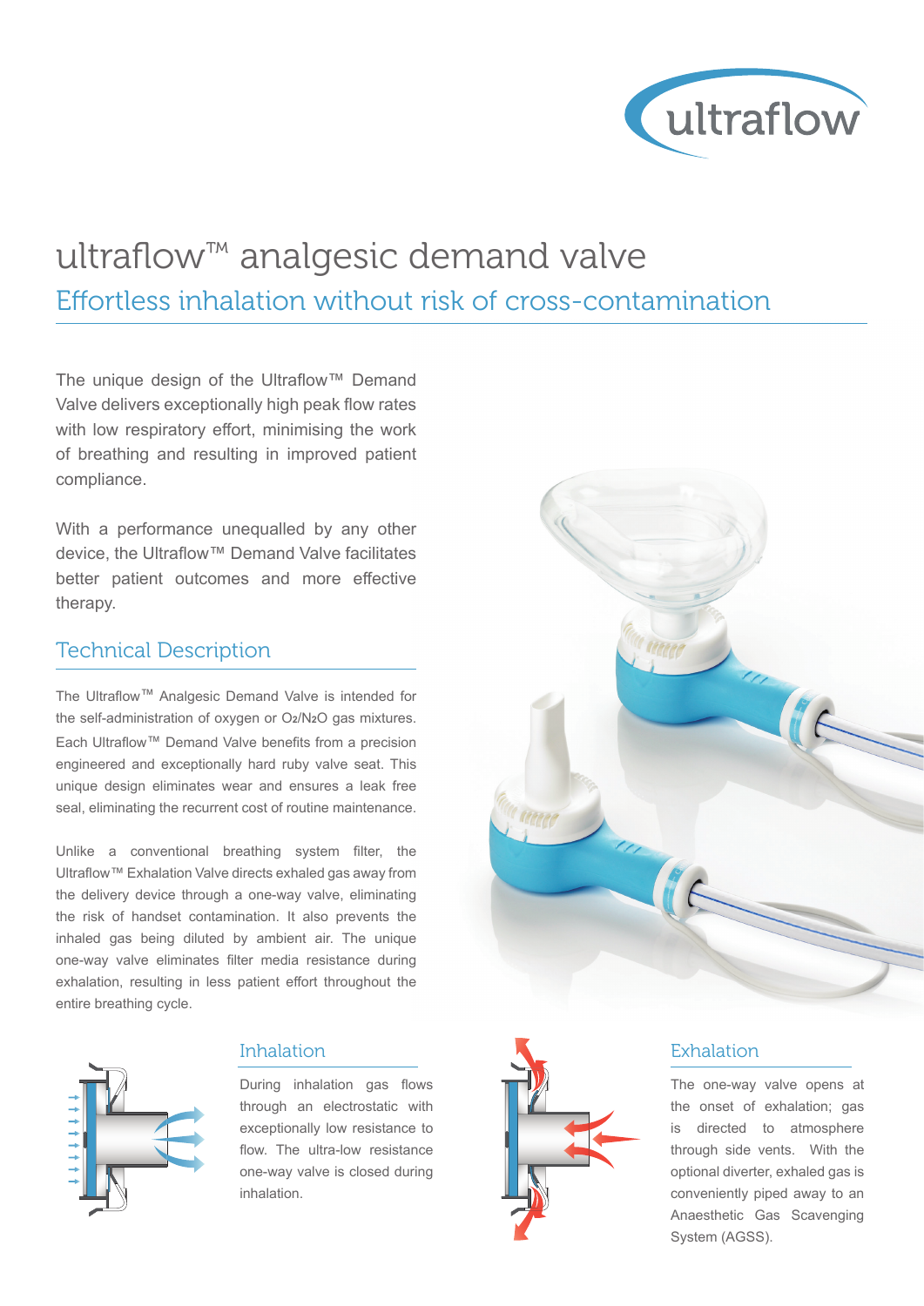# ultraflow™ analgesic demand valve

## Effortless inhalation without risk of cross-contamination

The unique design of the Ultraflow™ Demand Valve delivers exceptionally high peak flow rates with low respiratory effort, minimising the work of breathing and resulting in improved patient compliance.

With a performance unequalled by any other device, the Ultraflow™ Demand Valve facilitates better patient outcomes and more effective therapy.

## Technical Description

The Ultraflow™ Analgesic Demand Valve is intended for the self-administration of oxygen or $O_2/N_2O$ gas mixtures. Each Ultraflow™ Demand Valve benefits from a precision engineered and exceptionally hard ruby valve seat. This unique design eliminates wear and ensures a leak free seal, eliminating the recurrent cost of routine maintenance.

Unlike a conventional breathing system filter, the Ultraflow™ Exhalation Valve directs exhaled gas away from the delivery device through a one-way valve, eliminating the risk of handset contamination. It also prevents the inhaled gas being diluted by ambient air. The unique one-way valve eliminates filter media resistance during exhalation, resulting in less patient effort throughout the entire breathing cycle.

### Inhalation

During inhalation gas flows through an electrostatic with exceptionally low resistance to flow. The ultra-low resistance one-way valve is closed during inhalation.

### Exhalation

The one-way valve opens at the onset of exhalation; gas is directed to atmosphere through side vents. With the optional diverter, exhaled gas is conveniently piped away to an Anaesthetic Gas Scavenging System (AGSS).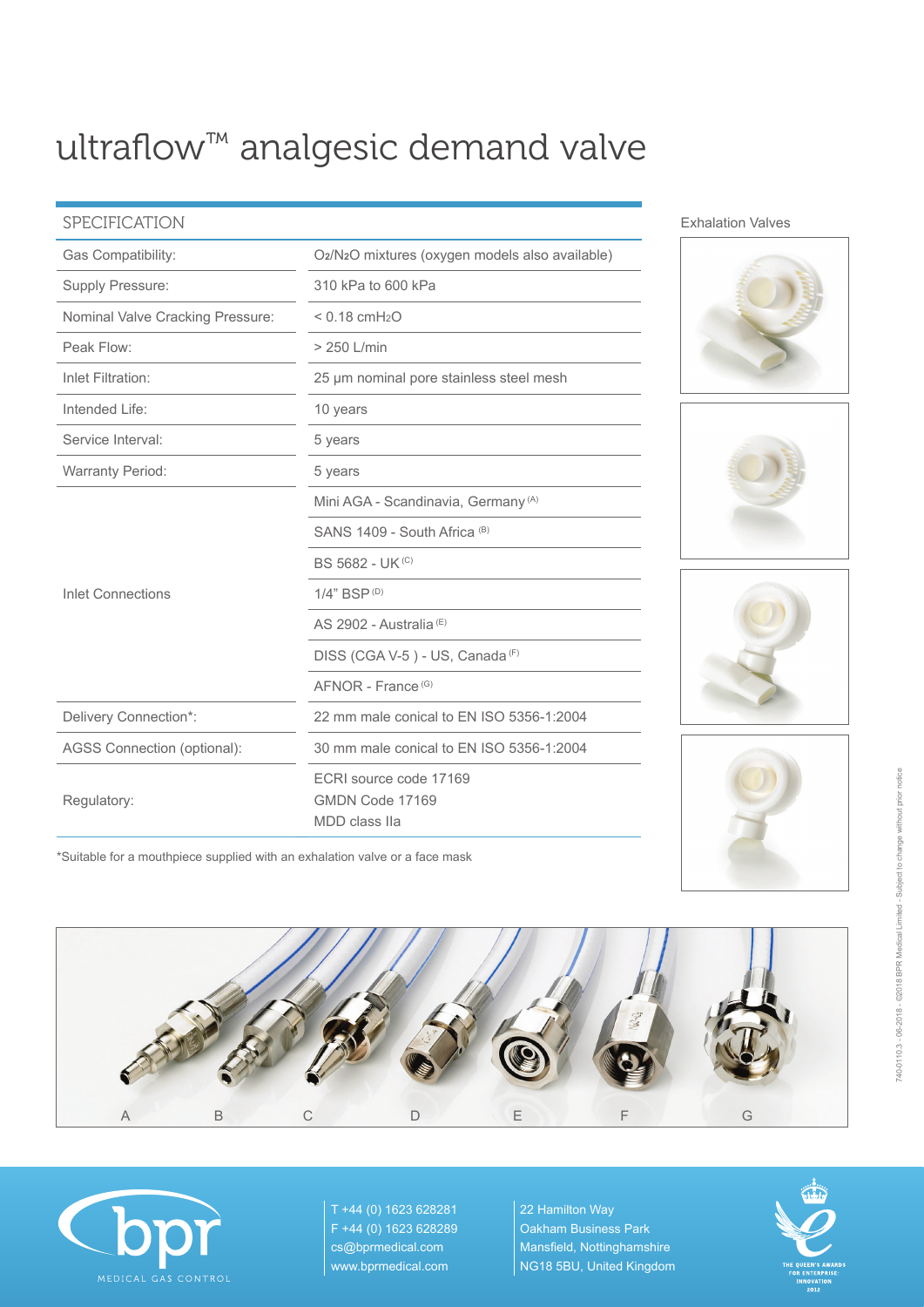# ultraflow™ analgesic demand valve

| SPECIFICATION | |
|---|---|
| Gas Compatibility: | $O_2/N_2O$ mixtures (oxygen models also available) |
| Supply Pressure: | 310 kPa to 600 kPa |
| Nominal Valve Cracking Pressure: | < 0.18 $cmH_2O$ |
| Peak Flow: | > 250 L/min |
| Inlet Filtration: | 25 µm nominal pore stainless steel mesh |
| Intended Life: | 10 years |
| Service Interval: | 5 years |
| Warranty Period: | 5 years |
| Inlet Connections | Mini AGA - Scandinavia, Germany (A) |
| | SANS 1409 - South Africa (B) |
| | BS 5682 - UK (C) |
| | 1/4" BSP (D) |
| | AS 2902 - Australia (E) |
| | DISS (CGA V-5 ) - US, Canada (F) |
| | AFNOR - France (G) |
| Delivery Connection*: | 22 mm male conical to EN ISO 5356-1:2004 |
| AGSS Connection (optional): | 30 mm male conical to EN ISO 5356-1:2004 |
| Regulatory: | ECRI source code 17169<br>GMDN Code 17169<br>MDD class IIa |

*Suitable for a mouthpiece supplied with an exhalation valve or a face mask

Exhalation Valves

A B C D E F G

740-0110.3 - 06-2018 - ©2018 BPR Medical Limited - Subject to change without prior notice

bpr MEDICAL GAS CONTROL

T +44 (0) 1623 628281
F +44 (0) 1623 628289
cs@bprmedical.com
www.bprmedical.com

22 Hamilton Way
Oakham Business Park
Mansfield, Nottinghamshire
NG18 5BU, United Kingdom

THE QUEEN'S AWARDS FOR ENTERPRISE: INNOVATION 2012